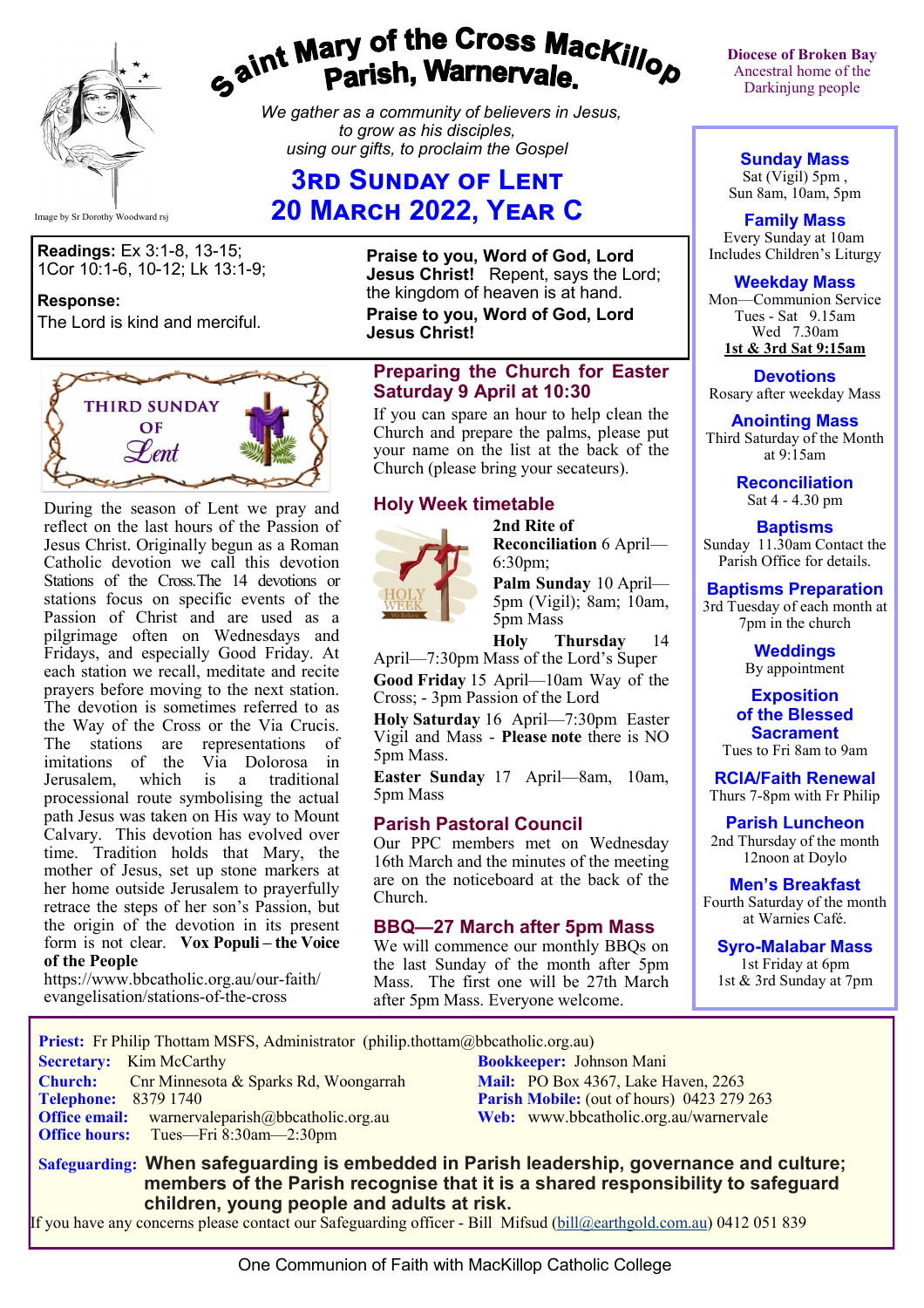# Saint Mary of the Cross MacKillop Parish, Warnervale.

*We gather as a community of believers in Jesus, to grow as his disciples, using our gifts, to proclaim the Gospel*

Image by Sr Dorothy Woodward rsj

**Diocese of Broken Bay**
Ancestral home of the Darkinjung people

## 3rd Sunday of Lent
## 20 March 2022, Year C

**Readings:** Ex 3:1-8, 13-15; 1Cor 10:1-6, 10-12; Lk 13:1-9;

**Response:**
The Lord is kind and merciful.

**Praise to you, Word of God, Lord Jesus Christ!** Repent, says the Lord; the kingdom of heaven is at hand.
**Praise to you, Word of God, Lord Jesus Christ!**

THIRD SUNDAY OF *Lent*

During the season of Lent we pray and reflect on the last hours of the Passion of Jesus Christ. Originally begun as a Roman Catholic devotion we call this devotion Stations of the Cross.The 14 devotions or stations focus on specific events of the Passion of Christ and are used as a pilgrimage often on Wednesdays and Fridays, and especially Good Friday. At each station we recall, meditate and recite prayers before moving to the next station. The devotion is sometimes referred to as the Way of the Cross or the Via Crucis. The stations are representations of imitations of the Via Dolorosa in Jerusalem, which is a traditional processional route symbolising the actual path Jesus was taken on His way to Mount Calvary. This devotion has evolved over time. Tradition holds that Mary, the mother of Jesus, set up stone markers at her home outside Jerusalem to prayerfully retrace the steps of her son's Passion, but the origin of the devotion in its present form is not clear. **Vox Populi – the Voice of the People**
https://www.bbcatholic.org.au/our-faith/evangelisation/stations-of-the-cross

### Preparing the Church for Easter Saturday 9 April at 10:30

If you can spare an hour to help clean the Church and prepare the palms, please put your name on the list at the back of the Church (please bring your secateurs).

### Holy Week timetable

**2nd Rite of Reconciliation** 6 April—6:30pm;

**Palm Sunday** 10 April—5pm (Vigil); 8am; 10am, 5pm Mass

**Holy Thursday** 14 April—7:30pm Mass of the Lord's Super

**Good Friday** 15 April—10am Way of the Cross; - 3pm Passion of the Lord

**Holy Saturday** 16 April—7:30pm Easter Vigil and Mass - **Please note** there is NO 5pm Mass.

**Easter Sunday** 17 April—8am, 10am, 5pm Mass

### Parish Pastoral Council

Our PPC members met on Wednesday 16th March and the minutes of the meeting are on the noticeboard at the back of the Church.

### BBQ—27 March after 5pm Mass

We will commence our monthly BBQs on the last Sunday of the month after 5pm Mass. The first one will be 27th March after 5pm Mass. Everyone welcome.

**Sunday Mass**
Sat (Vigil) 5pm ,
Sun 8am, 10am, 5pm

**Family Mass**
Every Sunday at 10am
Includes Children's Liturgy

**Weekday Mass**
Mon—Communion Service
Tues - Sat 9.15am
Wed 7.30am
**1st & 3rd Sat 9:15am**

**Devotions**
Rosary after weekday Mass

**Anointing Mass**
Third Saturday of the Month at 9:15am

**Reconciliation**
Sat 4 - 4.30 pm

**Baptisms**
Sunday 11.30am Contact the Parish Office for details.

**Baptisms Preparation**
3rd Tuesday of each month at 7pm in the church

**Weddings**
By appointment

**Exposition of the Blessed Sacrament**
Tues to Fri 8am to 9am

**RCIA/Faith Renewal**
Thurs 7-8pm with Fr Philip

**Parish Luncheon**
2nd Thursday of the month 12noon at Doylo

**Men's Breakfast**
Fourth Saturday of the month at Warnies Café.

**Syro-Malabar Mass**
1st Friday at 6pm
1st & 3rd Sunday at 7pm

**Priest:** Fr Philip Thottam MSFS, Administrator (philip.thottam@bbcatholic.org.au)
**Secretary:** Kim McCarthy
**Church:** Cnr Minnesota & Sparks Rd, Woongarrah
**Telephone:** 8379 1740
**Office email:** warnervaleparish@bbcatholic.org.au
**Office hours:** Tues—Fri 8:30am—2:30pm
**Bookkeeper:** Johnson Mani
**Mail:** PO Box 4367, Lake Haven, 2263
**Parish Mobile:** (out of hours) 0423 279 263
**Web:** www.bbcatholic.org.au/warnervale

**Safeguarding: When safeguarding is embedded in Parish leadership, governance and culture; members of the Parish recognise that it is a shared responsibility to safeguard children, young people and adults at risk.**
If you have any concerns please contact our Safeguarding officer - Bill Mifsud (bill@earthgold.com.au) 0412 051 839

One Communion of Faith with MacKillop Catholic College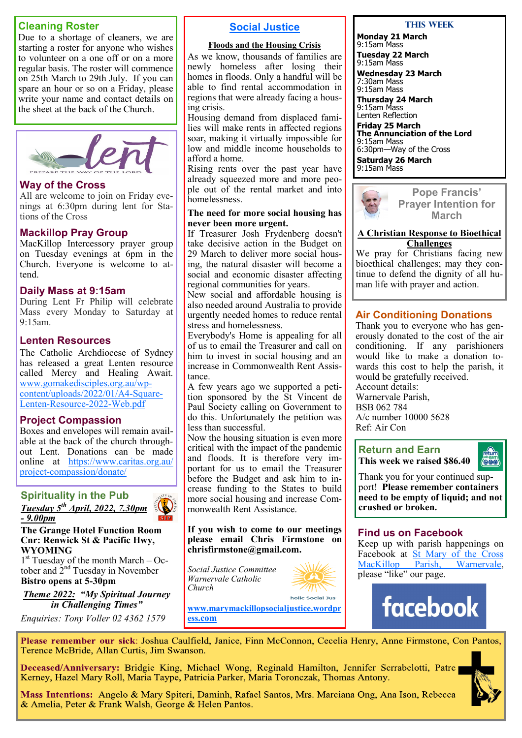## Cleaning Roster

Due to a shortage of cleaners, we are starting a roster for anyone who wishes to volunteer on a one off or on a more regular basis. The roster will commence on 25th March to 29th July. If you can spare an hour or so on a Friday, please write your name and contact details on the sheet at the back of the Church.

## Way of the Cross

All are welcome to join on Friday evenings at 6:30pm during lent for Stations of the Cross

## Mackillop Pray Group

MacKillop Intercessory prayer group on Tuesday evenings at 6pm in the Church. Everyone is welcome to attend.

## Daily Mass at 9:15am

During Lent Fr Philip will celebrate Mass every Monday to Saturday at 9:15am.

## Lenten Resources

The Catholic Archdiocese of Sydney has released a great Lenten resource called Mercy and Healing Await. www.gomakedisciples.org.au/wp-content/uploads/2022/01/A4-Square-Lenten-Resource-2022-Web.pdf

## Project Compassion

Boxes and envelopes will remain available at the back of the church throughout Lent. Donations can be made online at https://www.caritas.org.au/project-compassion/donate/

## Spirituality in the Pub

***Tuesday 5th April, 2022, 7.30pm - 9.00pm***

**The Grange Hotel Function Room**
**Cnr: Renwick St & Pacific Hwy, WYOMING**

1st Tuesday of the month March – October and 2nd Tuesday in November
**Bistro opens at 5-30pm**

***Theme 2022:*** ***"My Spiritual Journey in Challenging Times"***

*Enquiries: Tony Voller 02 4362 1579*

## Social Justice

**Floods and the Housing Crisis**

As we know, thousands of families are newly homeless after losing their homes in floods. Only a handful will be able to find rental accommodation in regions that were already facing a housing crisis.

Housing demand from displaced families will make rents in affected regions soar, making it virtually impossible for low and middle income households to afford a home.

Rising rents over the past year have already squeezed more and more people out of the rental market and into homelessness.

**The need for more social housing has never been more urgent.**

If Treasurer Josh Frydenberg doesn't take decisive action in the Budget on 29 March to deliver more social housing, the natural disaster will become a social and economic disaster affecting regional communities for years.

New social and affordable housing is also needed around Australia to provide urgently needed homes to reduce rental stress and homelessness.

Everybody's Home is appealing for all of us to email the Treasurer and call on him to invest in social housing and an increase in Commonwealth Rent Assistance.

A few years ago we supported a petition sponsored by the St Vincent de Paul Society calling on Government to do this. Unfortunately the petition was less than successful.

Now the housing situation is even more critical with the impact of the pandemic and floods. It is therefore very important for us to email the Treasurer before the Budget and ask him to increase funding to the States to build more social housing and increase Commonwealth Rent Assistance.

**If you wish to come to our meetings please email Chris Firmstone on chrisfirmstone@gmail.com.**

*Social Justice Committee*
*Warnervale Catholic Church*

www.marymackillopsocialjustice.wordpress.com

## THIS WEEK

**Monday 21 March**
9:15am Mass

**Tuesday 22 March**
9:15am Mass

**Wednesday 23 March**
7:30am Mass
9:15am Mass

**Thursday 24 March**
9:15am Mass
Lenten Reflection

**Friday 25 March**
**The Annunciation of the Lord**
9:15am Mass
6:30pm—Way of the Cross

**Saturday 26 March**
9:15am Mass

## Pope Francis' Prayer Intention for March

**A Christian Response to Bioethical Challenges**

We pray for Christians facing new bioethical challenges; may they continue to defend the dignity of all human life with prayer and action.

## Air Conditioning Donations

Thank you to everyone who has generously donated to the cost of the air conditioning. If any parishioners would like to make a donation towards this cost to help the parish, it would be gratefully received.
Account details:
Warnervale Parish,
BSB 062 784
A/c number 10000 5628
Ref: Air Con

## Return and Earn

**This week we raised $86.40**

Thank you for your continued support! **Please remember containers need to be empty of liquid; and not crushed or broken.**

## Find us on Facebook

Keep up with parish happenings on Facebook at St Mary of the Cross MacKillop Parish, Warnervale, please "like" our page.

**Please remember our sick**: Joshua Caulfield, Janice, Finn McConnon, Cecelia Henry, Anne Firmstone, Con Pantos, Terence McBride, Allan Curtis, Jim Swanson.

**Deceased/Anniversary:** Bridgie King, Michael Wong, Reginald Hamilton, Jennifer Scrrabelotti, Patre Kerney, Hazel Mary Roll, Maria Taype, Patricia Parker, Maria Toronczak, Thomas Antony.

**Mass Intentions:** Angelo & Mary Spiteri, Daminh, Rafael Santos, Mrs. Marciana Ong, Ana Ison, Rebecca & Amelia, Peter & Frank Walsh, George & Helen Pantos.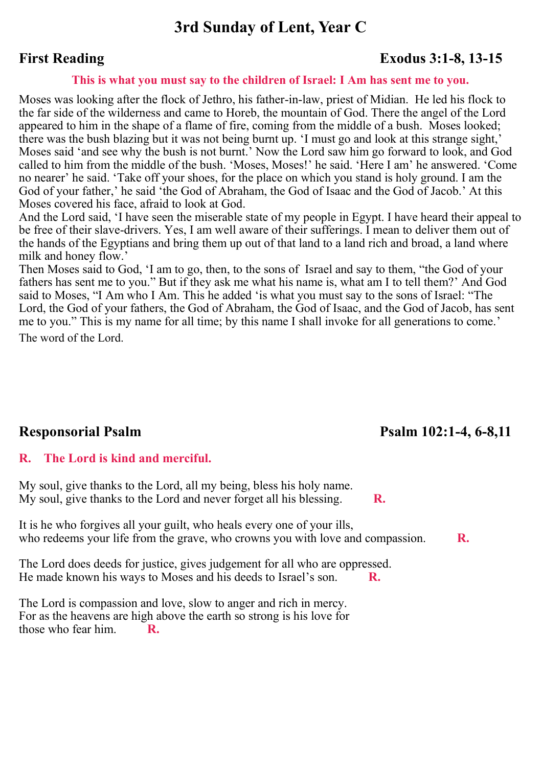# 3rd Sunday of Lent, Year C

## First Reading — Exodus 3:1-8, 13-15

**This is what you must say to the children of Israel: I Am has sent me to you.**

Moses was looking after the flock of Jethro, his father-in-law, priest of Midian. He led his flock to the far side of the wilderness and came to Horeb, the mountain of God. There the angel of the Lord appeared to him in the shape of a flame of fire, coming from the middle of a bush. Moses looked; there was the bush blazing but it was not being burnt up. 'I must go and look at this strange sight,' Moses said 'and see why the bush is not burnt.' Now the Lord saw him go forward to look, and God called to him from the middle of the bush. 'Moses, Moses!' he said. 'Here I am' he answered. 'Come no nearer' he said. 'Take off your shoes, for the place on which you stand is holy ground. I am the God of your father,' he said 'the God of Abraham, the God of Isaac and the God of Jacob.' At this Moses covered his face, afraid to look at God.
And the Lord said, 'I have seen the miserable state of my people in Egypt. I have heard their appeal to be free of their slave-drivers. Yes, I am well aware of their sufferings. I mean to deliver them out of the hands of the Egyptians and bring them up out of that land to a land rich and broad, a land where milk and honey flow.'
Then Moses said to God, 'I am to go, then, to the sons of Israel and say to them, "the God of your fathers has sent me to you." But if they ask me what his name is, what am I to tell them?' And God said to Moses, "I Am who I Am. This he added 'is what you must say to the sons of Israel: "The Lord, the God of your fathers, the God of Abraham, the God of Isaac, and the God of Jacob, has sent me to you." This is my name for all time; by this name I shall invoke for all generations to come.'

The word of the Lord.

## Responsorial Psalm — Psalm 102:1-4, 6-8,11

**R. The Lord is kind and merciful.**

My soul, give thanks to the Lord, all my being, bless his holy name.
My soul, give thanks to the Lord and never forget all his blessing. **R.**

It is he who forgives all your guilt, who heals every one of your ills,
who redeems your life from the grave, who crowns you with love and compassion. **R.**

The Lord does deeds for justice, gives judgement for all who are oppressed.
He made known his ways to Moses and his deeds to Israel's son. **R.**

The Lord is compassion and love, slow to anger and rich in mercy.
For as the heavens are high above the earth so strong is his love for
those who fear him. **R.**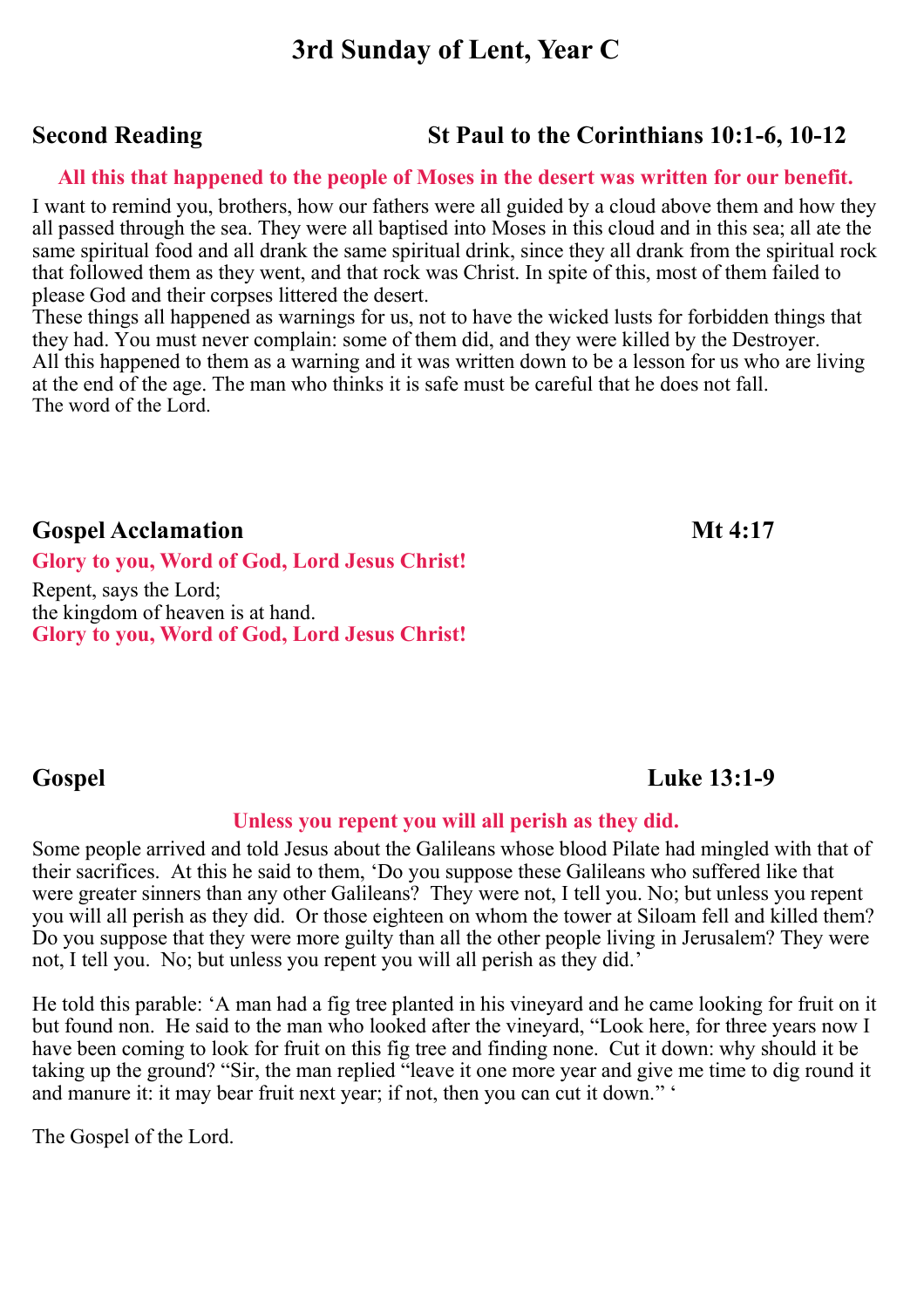# 3rd Sunday of Lent, Year C

## Second Reading — St Paul to the Corinthians 10:1-6, 10-12

**All this that happened to the people of Moses in the desert was written for our benefit.**

I want to remind you, brothers, how our fathers were all guided by a cloud above them and how they all passed through the sea. They were all baptised into Moses in this cloud and in this sea; all ate the same spiritual food and all drank the same spiritual drink, since they all drank from the spiritual rock that followed them as they went, and that rock was Christ. In spite of this, most of them failed to please God and their corpses littered the desert.

These things all happened as warnings for us, not to have the wicked lusts for forbidden things that they had. You must never complain: some of them did, and they were killed by the Destroyer.

All this happened to them as a warning and it was written down to be a lesson for us who are living at the end of the age. The man who thinks it is safe must be careful that he does not fall.

The word of the Lord.

## Gospel Acclamation — Mt 4:17

**Glory to you, Word of God, Lord Jesus Christ!**

Repent, says the Lord;
the kingdom of heaven is at hand.

**Glory to you, Word of God, Lord Jesus Christ!**

## Gospel — Luke 13:1-9

**Unless you repent you will all perish as they did.**

Some people arrived and told Jesus about the Galileans whose blood Pilate had mingled with that of their sacrifices. At this he said to them, 'Do you suppose these Galileans who suffered like that were greater sinners than any other Galileans? They were not, I tell you. No; but unless you repent you will all perish as they did. Or those eighteen on whom the tower at Siloam fell and killed them? Do you suppose that they were more guilty than all the other people living in Jerusalem? They were not, I tell you. No; but unless you repent you will all perish as they did.'

He told this parable: 'A man had a fig tree planted in his vineyard and he came looking for fruit on it but found non. He said to the man who looked after the vineyard, "Look here, for three years now I have been coming to look for fruit on this fig tree and finding none. Cut it down: why should it be taking up the ground? "Sir, the man replied "leave it one more year and give me time to dig round it and manure it: it may bear fruit next year; if not, then you can cut it down." '

The Gospel of the Lord.